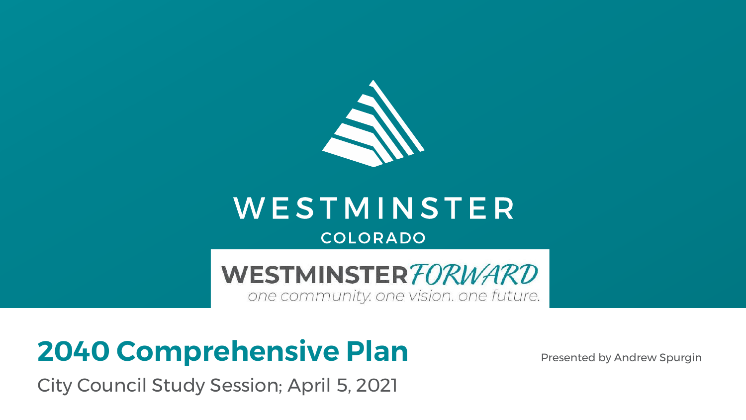WESTMINSTER

COLORADO

WESTMINSTER*FORWARD*

*one community. one vision. one future.*

# 2040 Comprehensive Plan

City Council Study Session; April 5, 2021

Presented by Andrew Spurgin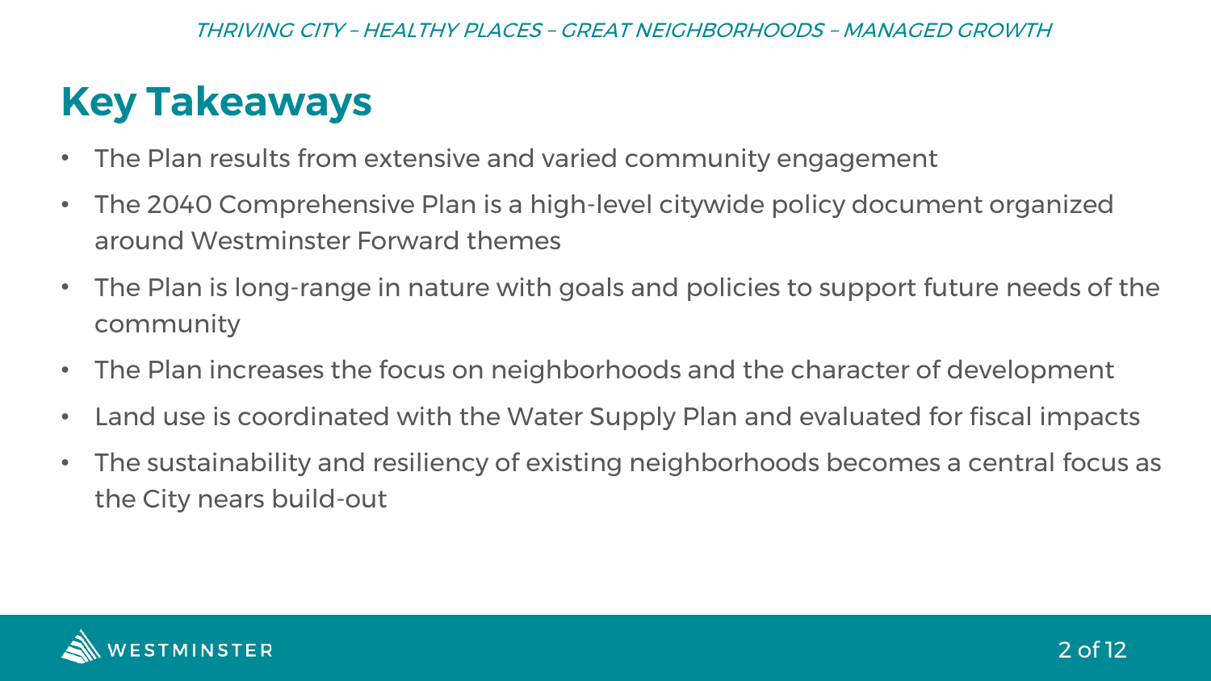## Key Takeaways

- The Plan results from extensive and varied community engagement
- The 2040 Comprehensive Plan is a high-level citywide policy document organized around Westminster Forward themes
- The Plan is long-range in nature with goals and policies to support future needs of the community
- The Plan increases the focus on neighborhoods and the character of development
- Land use is coordinated with the Water Supply Plan and evaluated for fiscal impacts
- The sustainability and resiliency of existing neighborhoods becomes a central focus as the City nears build-out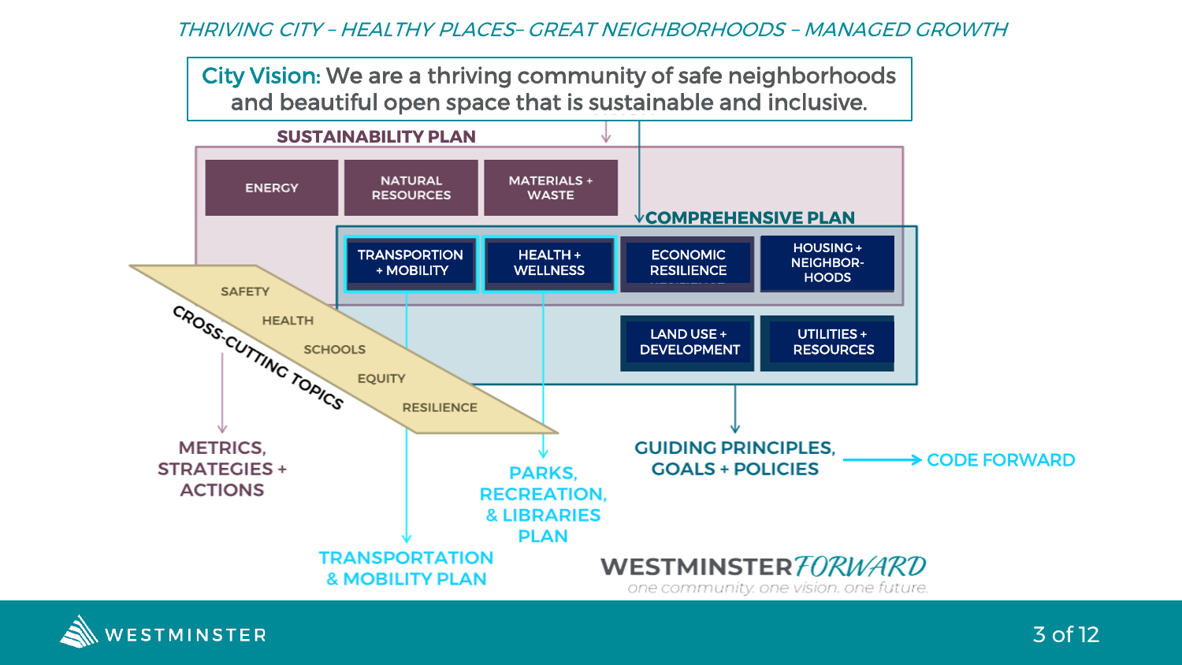*THRIVING CITY – HEALTHY PLACES– GREAT NEIGHBORHOODS – MANAGED GROWTH*

**City Vision:** We are a thriving community of safe neighborhoods and beautiful open space that is sustainable and inclusive.

## SUSTAINABILITY PLAN

- ENERGY
- NATURAL RESOURCES
- MATERIALS + WASTE

## COMPREHENSIVE PLAN

- TRANSPORTATION + MOBILITY
- HEALTH + WELLNESS
- ECONOMIC RESILIENCE
- HOUSING + NEIGHBOR-HOODS
- LAND USE + DEVELOPMENT
- UTILITIES + RESOURCES

## CROSS-CUTTING TOPICS

- SAFETY
- HEALTH
- SCHOOLS
- EQUITY
- RESILIENCE

METRICS, STRATEGIES + ACTIONS

TRANSPORTATION & MOBILITY PLAN

PARKS, RECREATION, & LIBRARIES PLAN

GUIDING PRINCIPLES, GOALS + POLICIES → CODE FORWARD

WESTMINSTER *FORWARD*

*one community. one vision. one future.*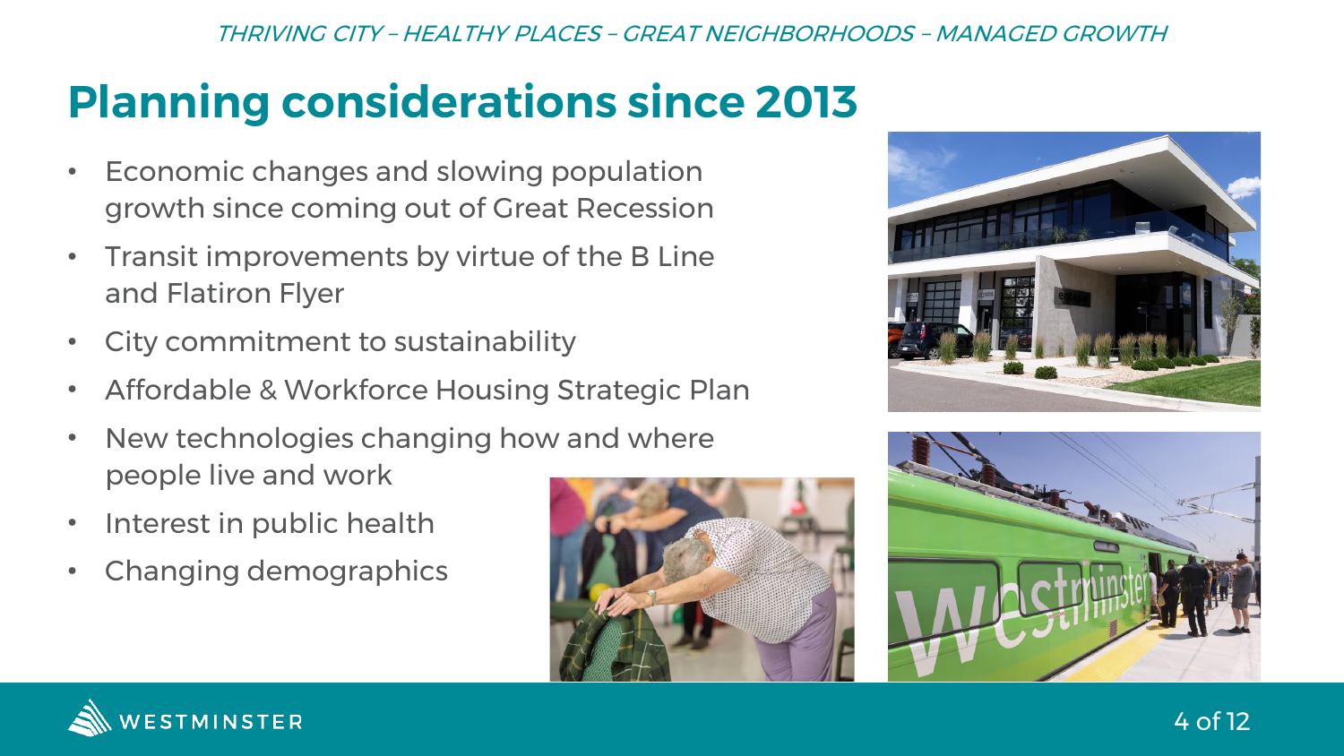# Planning considerations since 2013

- Economic changes and slowing population growth since coming out of Great Recession
- Transit improvements by virtue of the B Line and Flatiron Flyer
- City commitment to sustainability
- Affordable & Workforce Housing Strategic Plan
- New technologies changing how and where people live and work
- Interest in public health
- Changing demographics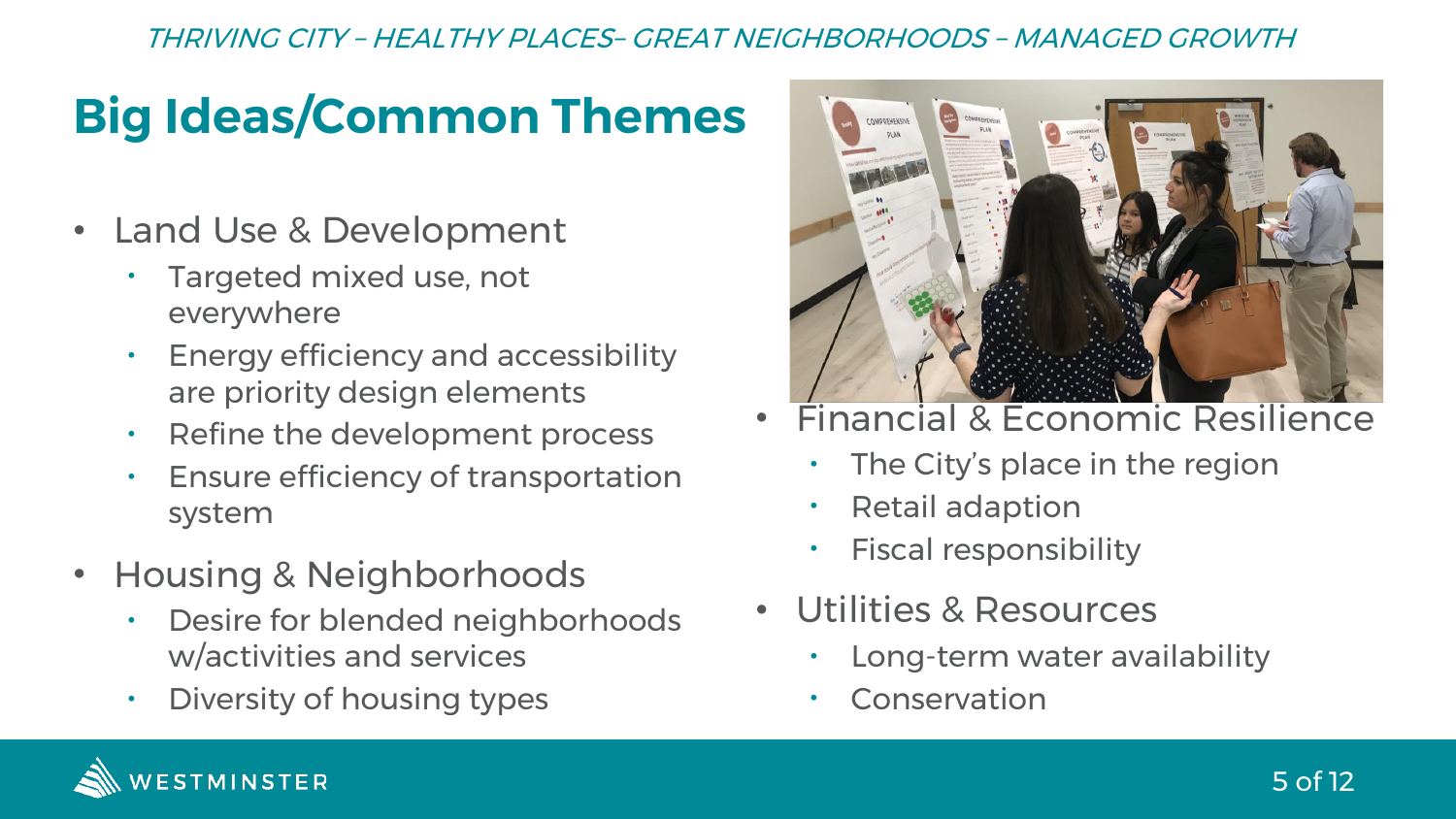*THRIVING CITY – HEALTHY PLACES– GREAT NEIGHBORHOODS – MANAGED GROWTH*

# Big Ideas/Common Themes

- Land Use & Development
  - Targeted mixed use, not everywhere
  - Energy efficiency and accessibility are priority design elements
  - Refine the development process
  - Ensure efficiency of transportation system
- Housing & Neighborhoods
  - Desire for blended neighborhoods w/activities and services
  - Diversity of housing types
- Financial & Economic Resilience
  - The City's place in the region
  - Retail adaption
  - Fiscal responsibility
- Utilities & Resources
  - Long-term water availability
  - Conservation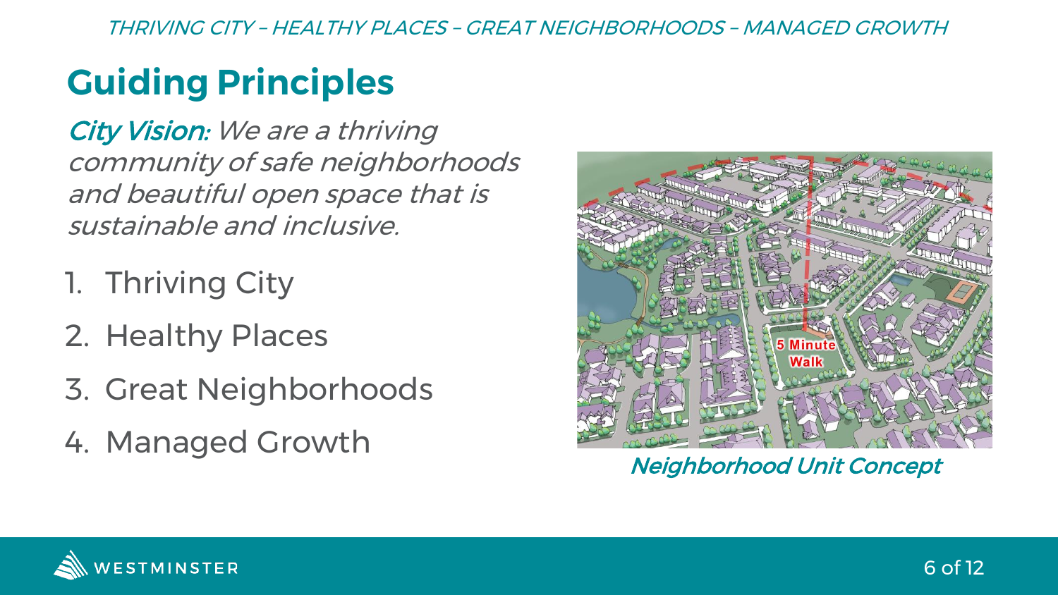# Guiding Principles

*City Vision: We are a thriving community of safe neighborhoods and beautiful open space that is sustainable and inclusive.*

1. Thriving City
2. Healthy Places
3. Great Neighborhoods
4. Managed Growth

*Neighborhood Unit Concept*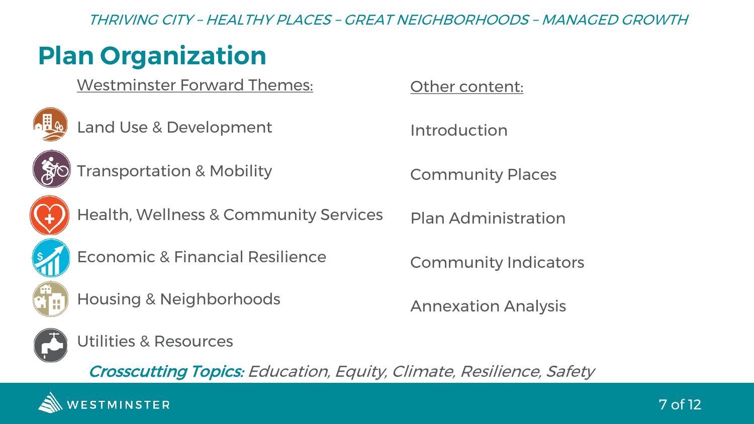# Plan Organization

**Westminster Forward Themes:**

- Land Use & Development
- Transportation & Mobility
- Health, Wellness & Community Services
- Economic & Financial Resilience
- Housing & Neighborhoods
- Utilities & Resources

**Other content:**

- Introduction
- Community Places
- Plan Administration
- Community Indicators
- Annexation Analysis

*Crosscutting Topics: Education, Equity, Climate, Resilience, Safety*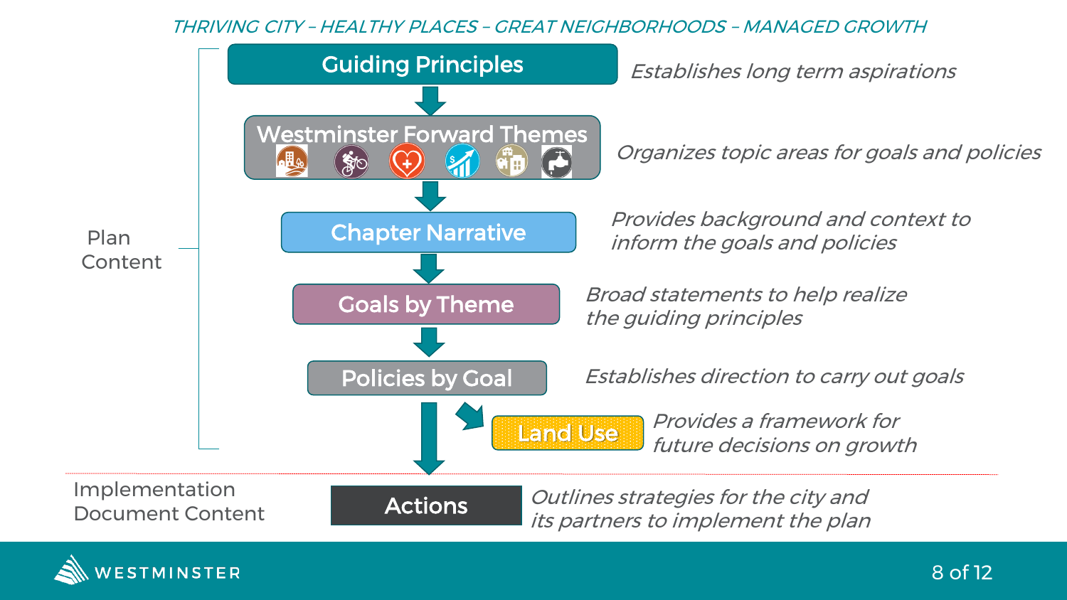*THRIVING CITY – HEALTHY PLACES – GREAT NEIGHBORHOODS – MANAGED GROWTH*

**Plan Content**

| Element | Description |
| --- | --- |
| Guiding Principles | *Establishes long term aspirations* |
| Westminster Forward Themes | *Organizes topic areas for goals and policies* |
| Chapter Narrative | *Provides background and context to inform the goals and policies* |
| Goals by Theme | *Broad statements to help realize the guiding principles* |
| Policies by Goal | *Establishes direction to carry out goals* |
| Land Use | *Provides a framework for future decisions on growth* |

**Implementation Document Content**

| Element | Description |
| --- | --- |
| Actions | *Outlines strategies for the city and its partners to implement the plan* |

WESTMINSTER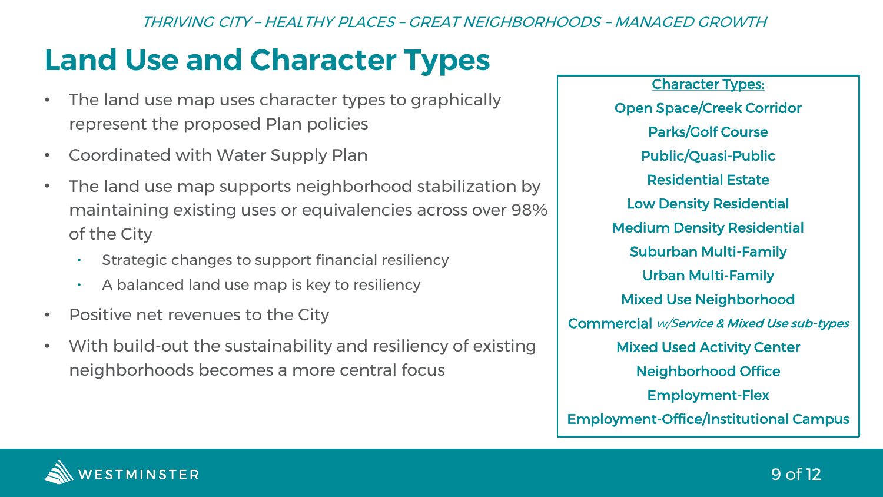# Land Use and Character Types

- The land use map uses character types to graphically represent the proposed Plan policies
- Coordinated with Water Supply Plan
- The land use map supports neighborhood stabilization by maintaining existing uses or equivalencies across over 98% of the City
  - Strategic changes to support financial resiliency
  - A balanced land use map is key to resiliency
- Positive net revenues to the City
- With build-out the sustainability and resiliency of existing neighborhoods becomes a more central focus

Character Types:

Open Space/Creek Corridor

Parks/Golf Course

Public/Quasi-Public

Residential Estate

Low Density Residential

Medium Density Residential

Suburban Multi-Family

Urban Multi-Family

Mixed Use Neighborhood

Commercial *w/Service & Mixed Use sub-types*

Mixed Used Activity Center

Neighborhood Office

Employment-Flex

Employment-Office/Institutional Campus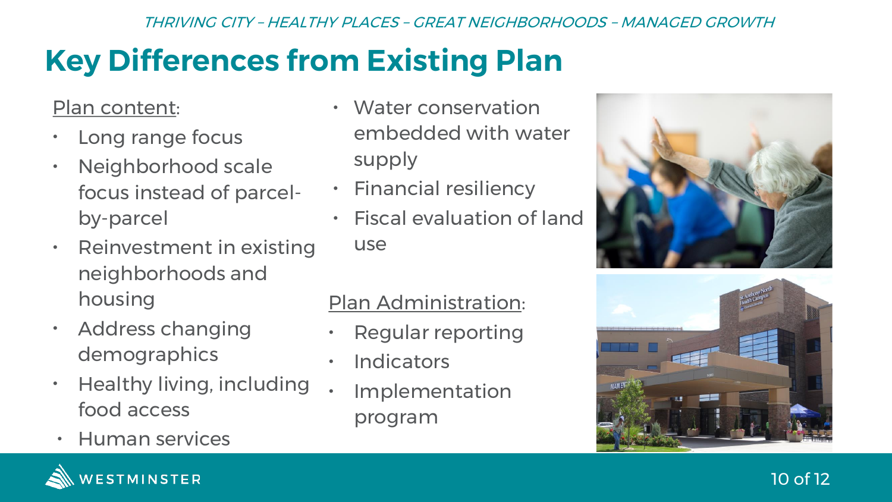# Key Differences from Existing Plan

Plan content:

- Long range focus
- Neighborhood scale focus instead of parcel-by-parcel
- Reinvestment in existing neighborhoods and housing
- Address changing demographics
- Healthy living, including food access
- Human services
- Water conservation embedded with water supply
- Financial resiliency
- Fiscal evaluation of land use

Plan Administration:

- Regular reporting
- Indicators
- Implementation program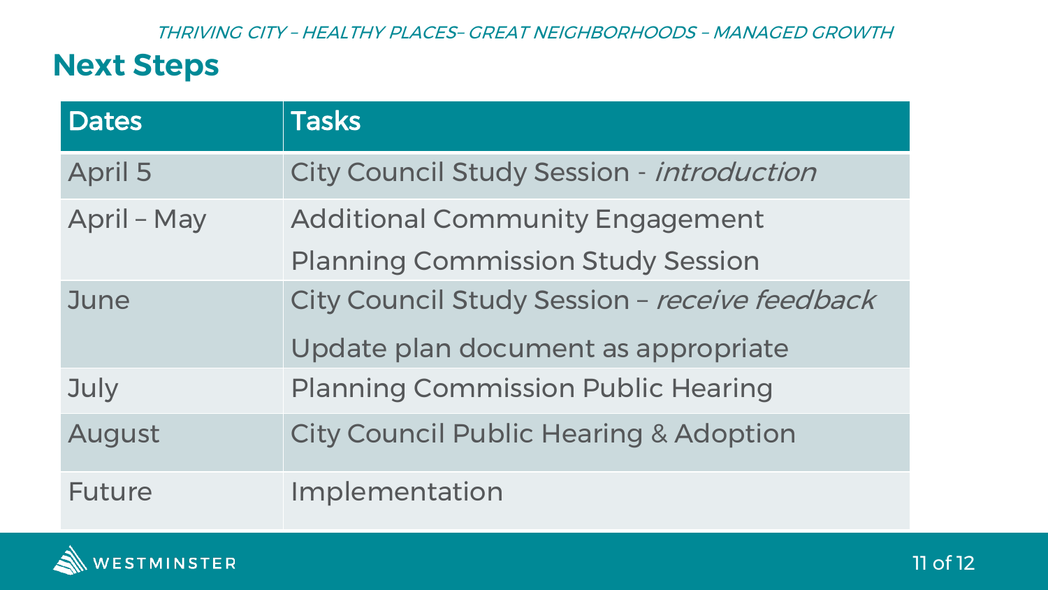*THRIVING CITY – HEALTHY PLACES– GREAT NEIGHBORHOODS – MANAGED GROWTH*

## Next Steps

| Dates | Tasks |
|---|---|
| April 5 | City Council Study Session - *introduction* |
| April – May | Additional Community Engagement<br>Planning Commission Study Session |
| June | City Council Study Session – *receive feedback*<br>Update plan document as appropriate |
| July | Planning Commission Public Hearing |
| August | City Council Public Hearing & Adoption |
| Future | Implementation |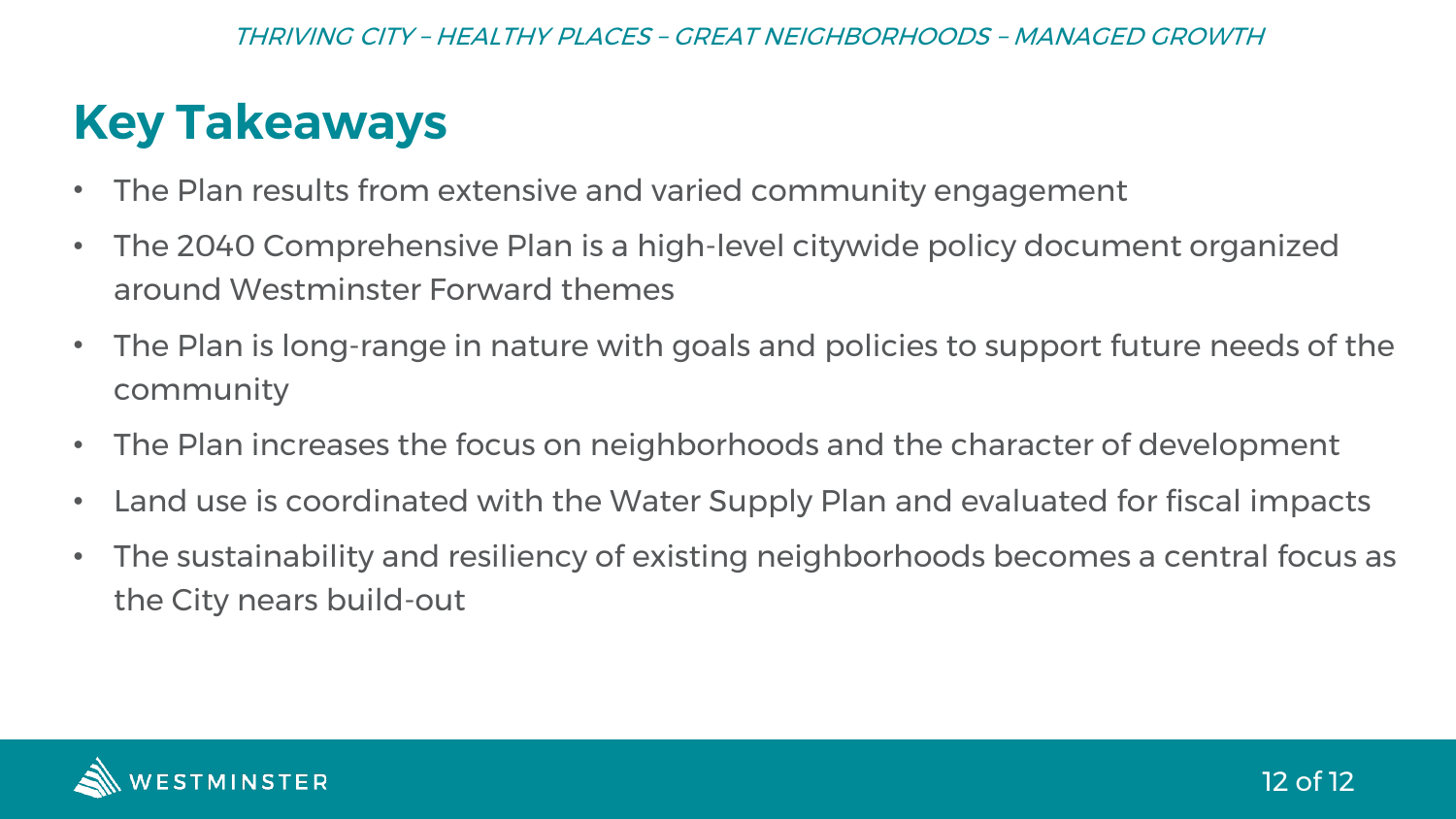## Key Takeaways

- The Plan results from extensive and varied community engagement
- The 2040 Comprehensive Plan is a high-level citywide policy document organized around Westminster Forward themes
- The Plan is long-range in nature with goals and policies to support future needs of the community
- The Plan increases the focus on neighborhoods and the character of development
- Land use is coordinated with the Water Supply Plan and evaluated for fiscal impacts
- The sustainability and resiliency of existing neighborhoods becomes a central focus as the City nears build-out